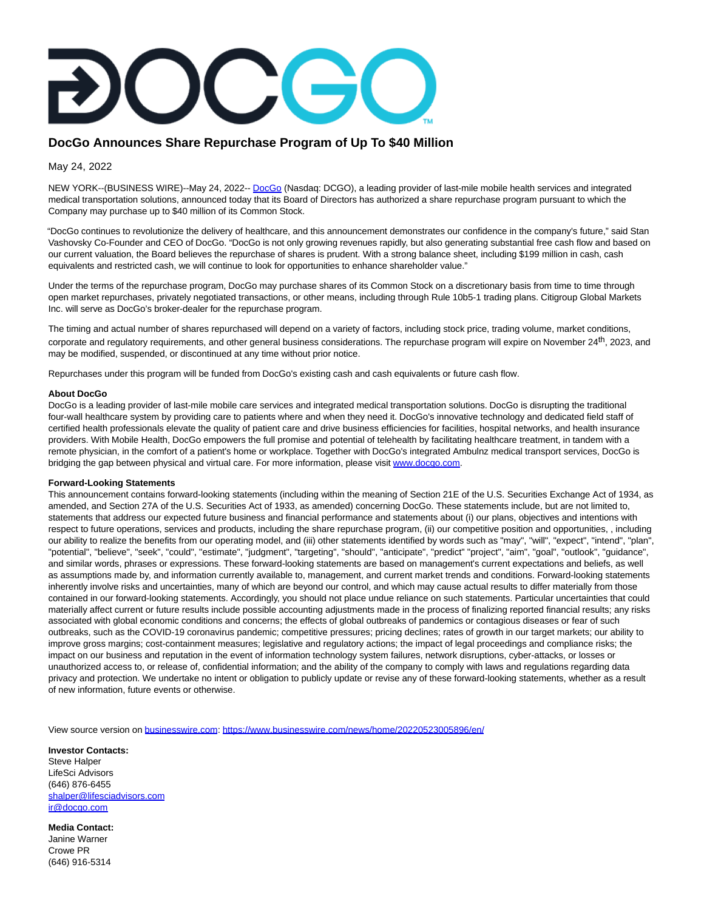# DocGo Announces Share Repurchase Program of Up To $40 Million

May 24, 2022

NEW YORK--(BUSINESS WIRE)--May 24, 2022-- DocGo (Nasdaq: DCGO), a leading provider of last-mile mobile health services and integrated medical transportation solutions, announced today that its Board of Directors has authorized a share repurchase program pursuant to which the Company may purchase up to $40 million of its Common Stock.

"DocGo continues to revolutionize the delivery of healthcare, and this announcement demonstrates our confidence in the company's future," said Stan Vashovsky Co-Founder and CEO of DocGo. "DocGo is not only growing revenues rapidly, but also generating substantial free cash flow and based on our current valuation, the Board believes the repurchase of shares is prudent. With a strong balance sheet, including $199 million in cash, cash equivalents and restricted cash, we will continue to look for opportunities to enhance shareholder value."

Under the terms of the repurchase program, DocGo may purchase shares of its Common Stock on a discretionary basis from time to time through open market repurchases, privately negotiated transactions, or other means, including through Rule 10b5-1 trading plans. Citigroup Global Markets Inc. will serve as DocGo's broker-dealer for the repurchase program.

The timing and actual number of shares repurchased will depend on a variety of factors, including stock price, trading volume, market conditions, corporate and regulatory requirements, and other general business considerations. The repurchase program will expire on November 24th, 2023, and may be modified, suspended, or discontinued at any time without prior notice.

Repurchases under this program will be funded from DocGo's existing cash and cash equivalents or future cash flow.

**About DocGo**

DocGo is a leading provider of last-mile mobile care services and integrated medical transportation solutions. DocGo is disrupting the traditional four-wall healthcare system by providing care to patients where and when they need it. DocGo's innovative technology and dedicated field staff of certified health professionals elevate the quality of patient care and drive business efficiencies for facilities, hospital networks, and health insurance providers. With Mobile Health, DocGo empowers the full promise and potential of telehealth by facilitating healthcare treatment, in tandem with a remote physician, in the comfort of a patient's home or workplace. Together with DocGo's integrated Ambulnz medical transport services, DocGo is bridging the gap between physical and virtual care. For more information, please visit www.docgo.com.

**Forward-Looking Statements**

This announcement contains forward-looking statements (including within the meaning of Section 21E of the U.S. Securities Exchange Act of 1934, as amended, and Section 27A of the U.S. Securities Act of 1933, as amended) concerning DocGo. These statements include, but are not limited to, statements that address our expected future business and financial performance and statements about (i) our plans, objectives and intentions with respect to future operations, services and products, including the share repurchase program, (ii) our competitive position and opportunities, , including our ability to realize the benefits from our operating model, and (iii) other statements identified by words such as "may", "will", "expect", "intend", "plan", "potential", "believe", "seek", "could", "estimate", "judgment", "targeting", "should", "anticipate", "predict" "project", "aim", "goal", "outlook", "guidance", and similar words, phrases or expressions. These forward-looking statements are based on management's current expectations and beliefs, as well as assumptions made by, and information currently available to, management, and current market trends and conditions. Forward-looking statements inherently involve risks and uncertainties, many of which are beyond our control, and which may cause actual results to differ materially from those contained in our forward-looking statements. Accordingly, you should not place undue reliance on such statements. Particular uncertainties that could materially affect current or future results include possible accounting adjustments made in the process of finalizing reported financial results; any risks associated with global economic conditions and concerns; the effects of global outbreaks of pandemics or contagious diseases or fear of such outbreaks, such as the COVID-19 coronavirus pandemic; competitive pressures; pricing declines; rates of growth in our target markets; our ability to improve gross margins; cost-containment measures; legislative and regulatory actions; the impact of legal proceedings and compliance risks; the impact on our business and reputation in the event of information technology system failures, network disruptions, cyber-attacks, or losses or unauthorized access to, or release of, confidential information; and the ability of the company to comply with laws and regulations regarding data privacy and protection. We undertake no intent or obligation to publicly update or revise any of these forward-looking statements, whether as a result of new information, future events or otherwise.

View source version on businesswire.com: https://www.businesswire.com/news/home/20220523005896/en/

**Investor Contacts:**
Steve Halper
LifeSci Advisors
(646) 876-6455
shalper@lifesciadvisors.com
ir@docgo.com

**Media Contact:**
Janine Warner
Crowe PR
(646) 916-5314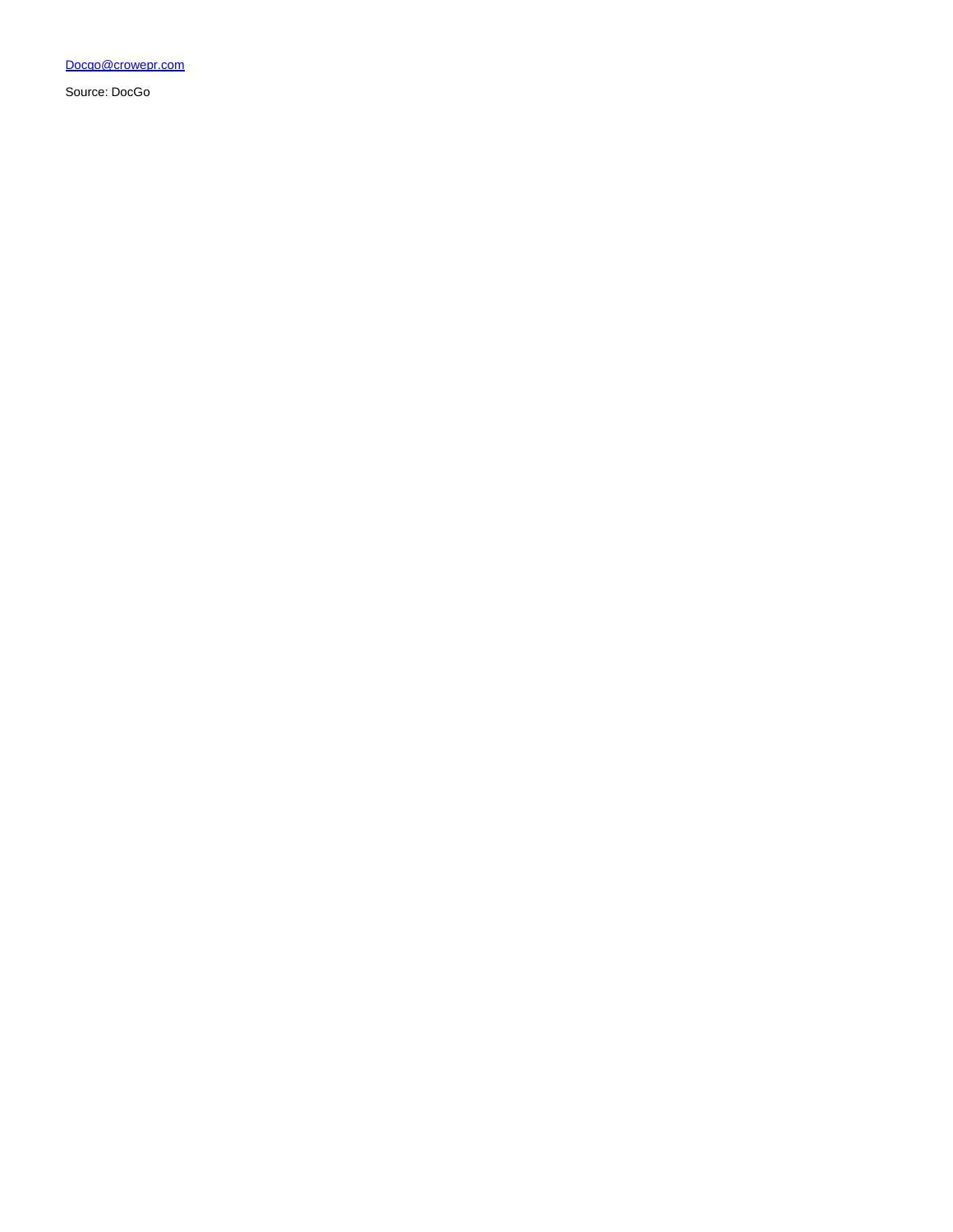[Docgo@crowepr.com](mailto:Docgo@crowepr.com)

Source: DocGo